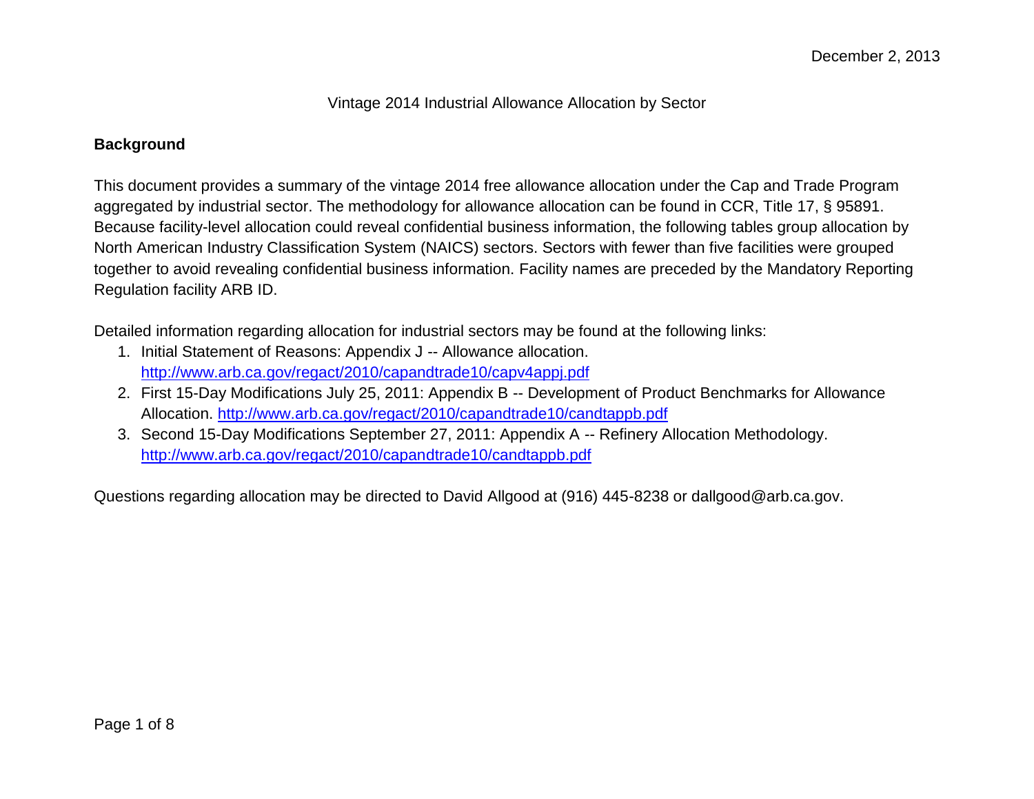December 2, 2013

# Vintage 2014 Industrial Allowance Allocation by Sector

## Background

This document provides a summary of the vintage 2014 free allowance allocation under the Cap and Trade Program aggregated by industrial sector. The methodology for allowance allocation can be found in CCR, Title 17, § 95891. Because facility-level allocation could reveal confidential business information, the following tables group allocation by North American Industry Classification System (NAICS) sectors. Sectors with fewer than five facilities were grouped together to avoid revealing confidential business information. Facility names are preceded by the Mandatory Reporting Regulation facility ARB ID.

Detailed information regarding allocation for industrial sectors may be found at the following links:

1. Initial Statement of Reasons: Appendix J -- Allowance allocation. http://www.arb.ca.gov/regact/2010/capandtrade10/capv4appj.pdf
2. First 15-Day Modifications July 25, 2011: Appendix B -- Development of Product Benchmarks for Allowance Allocation. http://www.arb.ca.gov/regact/2010/capandtrade10/candtappb.pdf
3. Second 15-Day Modifications September 27, 2011: Appendix A -- Refinery Allocation Methodology. http://www.arb.ca.gov/regact/2010/capandtrade10/candtappb.pdf

Questions regarding allocation may be directed to David Allgood at (916) 445-8238 or dallgood@arb.ca.gov.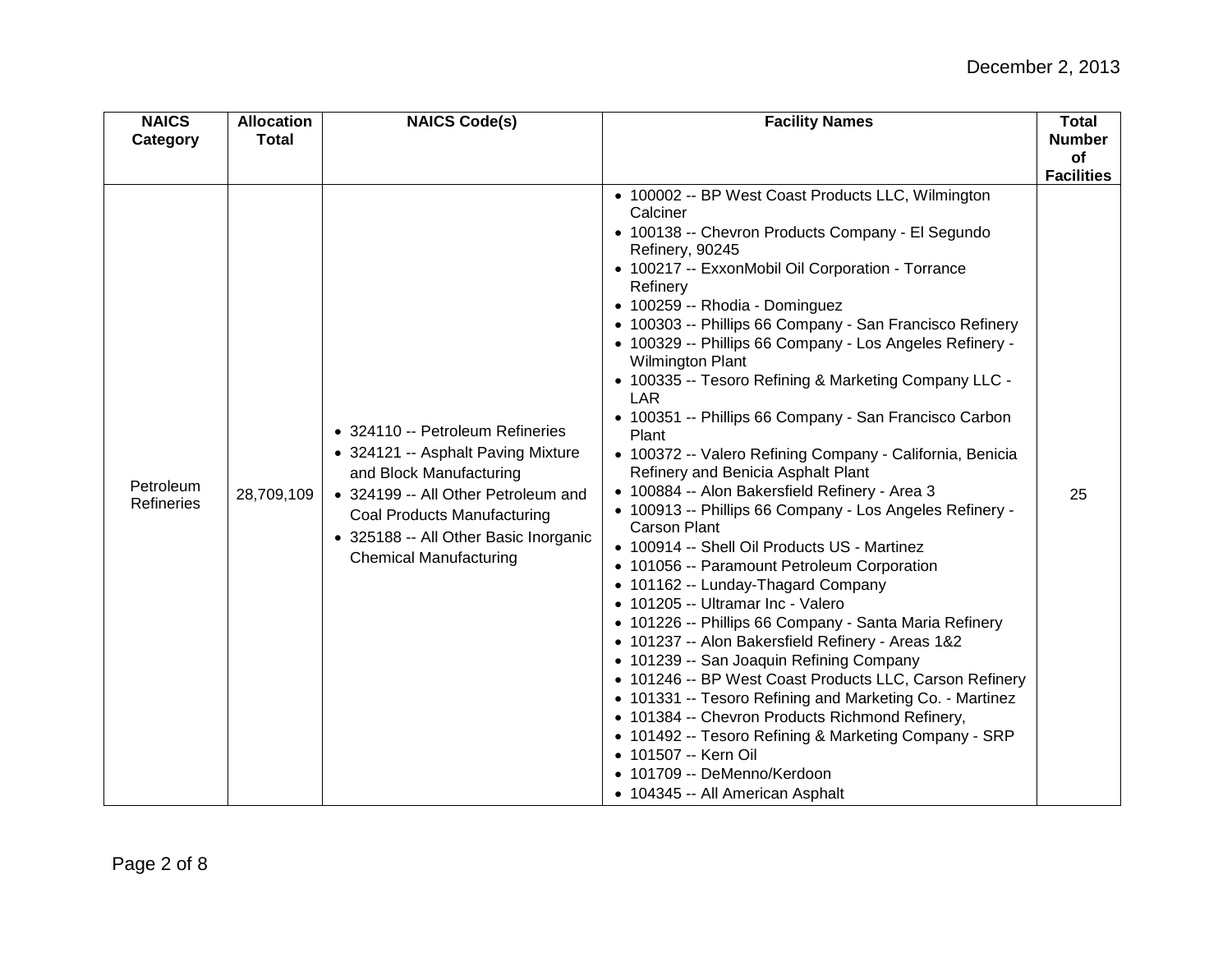| NAICS Category | Allocation Total | NAICS Code(s) | Facility Names | Total Number of Facilities |
|---|---|---|---|---|
| Petroleum Refineries | 28,709,109 | • 324110 -- Petroleum Refineries<br>• 324121 -- Asphalt Paving Mixture and Block Manufacturing<br>• 324199 -- All Other Petroleum and Coal Products Manufacturing<br>• 325188 -- All Other Basic Inorganic Chemical Manufacturing | • 100002 -- BP West Coast Products LLC, Wilmington Calciner<br>• 100138 -- Chevron Products Company - El Segundo Refinery, 90245<br>• 100217 -- ExxonMobil Oil Corporation - Torrance Refinery<br>• 100259 -- Rhodia - Dominguez<br>• 100303 -- Phillips 66 Company - San Francisco Refinery<br>• 100329 -- Phillips 66 Company - Los Angeles Refinery - Wilmington Plant<br>• 100335 -- Tesoro Refining & Marketing Company LLC - LAR<br>• 100351 -- Phillips 66 Company - San Francisco Carbon Plant<br>• 100372 -- Valero Refining Company - California, Benicia Refinery and Benicia Asphalt Plant<br>• 100884 -- Alon Bakersfield Refinery - Area 3<br>• 100913 -- Phillips 66 Company - Los Angeles Refinery - Carson Plant<br>• 100914 -- Shell Oil Products US - Martinez<br>• 101056 -- Paramount Petroleum Corporation<br>• 101162 -- Lunday-Thagard Company<br>• 101205 -- Ultramar Inc - Valero<br>• 101226 -- Phillips 66 Company - Santa Maria Refinery<br>• 101237 -- Alon Bakersfield Refinery - Areas 1&2<br>• 101239 -- San Joaquin Refining Company<br>• 101246 -- BP West Coast Products LLC, Carson Refinery<br>• 101331 -- Tesoro Refining and Marketing Co. - Martinez<br>• 101384 -- Chevron Products Richmond Refinery,<br>• 101492 -- Tesoro Refining & Marketing Company - SRP<br>• 101507 -- Kern Oil<br>• 101709 -- DeMenno/Kerdoon<br>• 104345 -- All American Asphalt | 25 |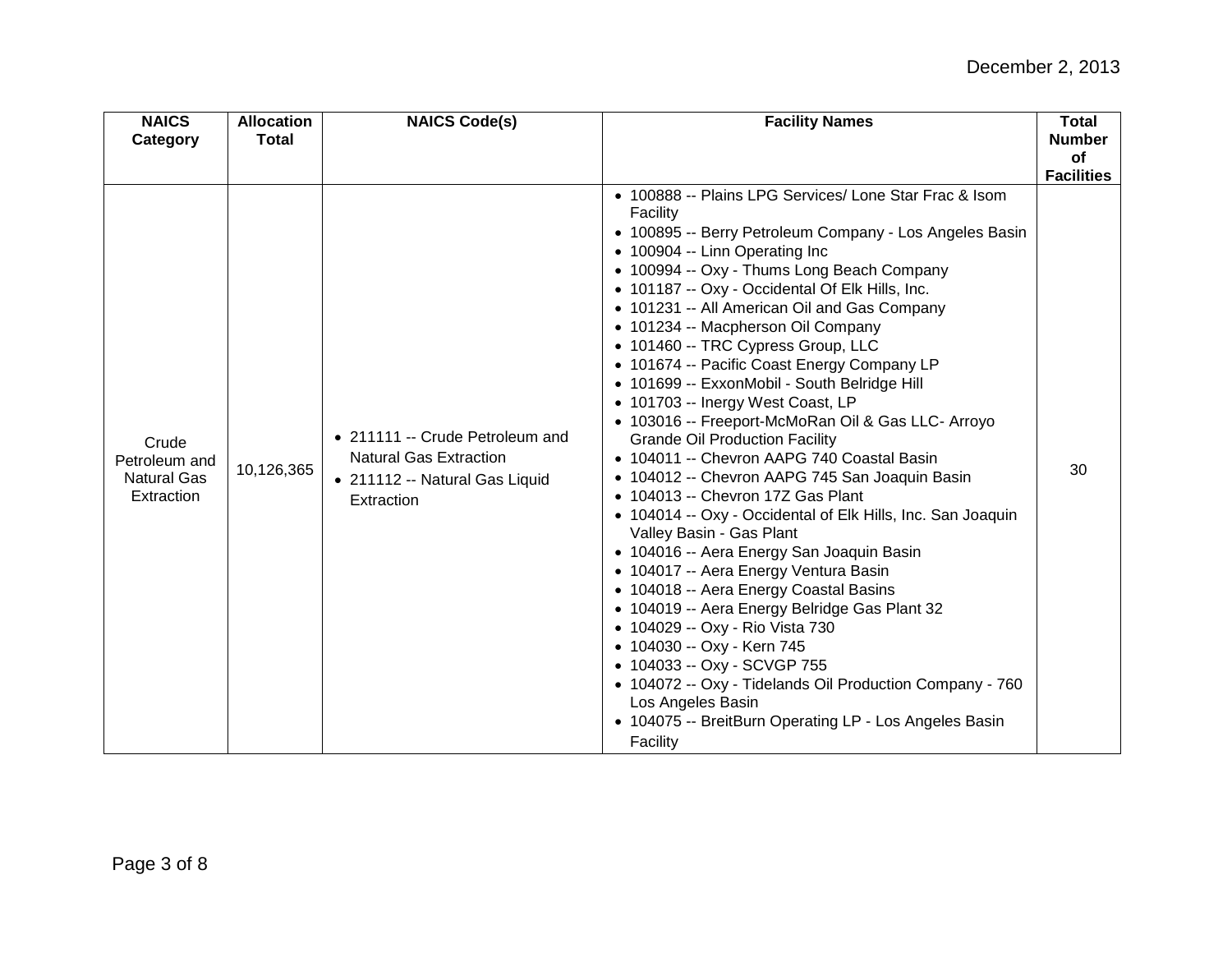| NAICS Category | Allocation Total | NAICS Code(s) | Facility Names | Total Number of Facilities |
|---|---|---|---|---|
| Crude Petroleum and Natural Gas Extraction | 10,126,365 | • 211111 -- Crude Petroleum and Natural Gas Extraction<br>• 211112 -- Natural Gas Liquid Extraction | • 100888 -- Plains LPG Services/ Lone Star Frac & Isom Facility<br>• 100895 -- Berry Petroleum Company - Los Angeles Basin<br>• 100904 -- Linn Operating Inc<br>• 100994 -- Oxy - Thums Long Beach Company<br>• 101187 -- Oxy - Occidental Of Elk Hills, Inc.<br>• 101231 -- All American Oil and Gas Company<br>• 101234 -- Macpherson Oil Company<br>• 101460 -- TRC Cypress Group, LLC<br>• 101674 -- Pacific Coast Energy Company LP<br>• 101699 -- ExxonMobil - South Belridge Hill<br>• 101703 -- Inergy West Coast, LP<br>• 103016 -- Freeport-McMoRan Oil & Gas LLC- Arroyo Grande Oil Production Facility<br>• 104011 -- Chevron AAPG 740 Coastal Basin<br>• 104012 -- Chevron AAPG 745 San Joaquin Basin<br>• 104013 -- Chevron 17Z Gas Plant<br>• 104014 -- Oxy - Occidental of Elk Hills, Inc. San Joaquin Valley Basin - Gas Plant<br>• 104016 -- Aera Energy San Joaquin Basin<br>• 104017 -- Aera Energy Ventura Basin<br>• 104018 -- Aera Energy Coastal Basins<br>• 104019 -- Aera Energy Belridge Gas Plant 32<br>• 104029 -- Oxy - Rio Vista 730<br>• 104030 -- Oxy - Kern 745<br>• 104033 -- Oxy - SCVGP 755<br>• 104072 -- Oxy - Tidelands Oil Production Company - 760 Los Angeles Basin<br>• 104075 -- BreitBurn Operating LP - Los Angeles Basin Facility | 30 |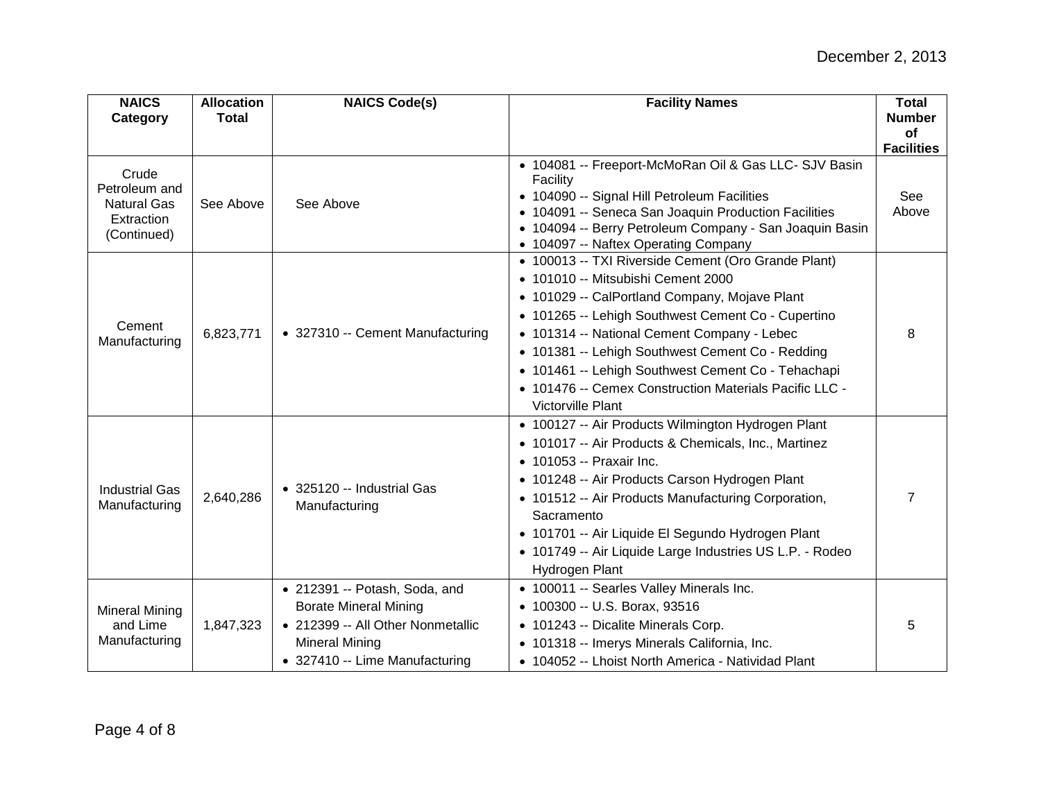| NAICS Category | Allocation Total | NAICS Code(s) | Facility Names | Total Number of Facilities |
|---|---|---|---|---|
| Crude Petroleum and Natural Gas Extraction (Continued) | See Above | See Above | • 104081 -- Freeport-McMoRan Oil & Gas LLC- SJV Basin Facility<br>• 104090 -- Signal Hill Petroleum Facilities<br>• 104091 -- Seneca San Joaquin Production Facilities<br>• 104094 -- Berry Petroleum Company - San Joaquin Basin<br>• 104097 -- Naftex Operating Company | See Above |
| Cement Manufacturing | 6,823,771 | • 327310 -- Cement Manufacturing | • 100013 -- TXI Riverside Cement (Oro Grande Plant)<br>• 101010 -- Mitsubishi Cement 2000<br>• 101029 -- CalPortland Company, Mojave Plant<br>• 101265 -- Lehigh Southwest Cement Co - Cupertino<br>• 101314 -- National Cement Company - Lebec<br>• 101381 -- Lehigh Southwest Cement Co - Redding<br>• 101461 -- Lehigh Southwest Cement Co - Tehachapi<br>• 101476 -- Cemex Construction Materials Pacific LLC - Victorville Plant | 8 |
| Industrial Gas Manufacturing | 2,640,286 | • 325120 -- Industrial Gas Manufacturing | • 100127 -- Air Products Wilmington Hydrogen Plant<br>• 101017 -- Air Products & Chemicals, Inc., Martinez<br>• 101053 -- Praxair Inc.<br>• 101248 -- Air Products Carson Hydrogen Plant<br>• 101512 -- Air Products Manufacturing Corporation, Sacramento<br>• 101701 -- Air Liquide El Segundo Hydrogen Plant<br>• 101749 -- Air Liquide Large Industries US L.P. - Rodeo Hydrogen Plant | 7 |
| Mineral Mining and Lime Manufacturing | 1,847,323 | • 212391 -- Potash, Soda, and Borate Mineral Mining<br>• 212399 -- All Other Nonmetallic Mineral Mining<br>• 327410 -- Lime Manufacturing | • 100011 -- Searles Valley Minerals Inc.<br>• 100300 -- U.S. Borax, 93516<br>• 101243 -- Dicalite Minerals Corp.<br>• 101318 -- Imerys Minerals California, Inc.<br>• 104052 -- Lhoist North America - Natividad Plant | 5 |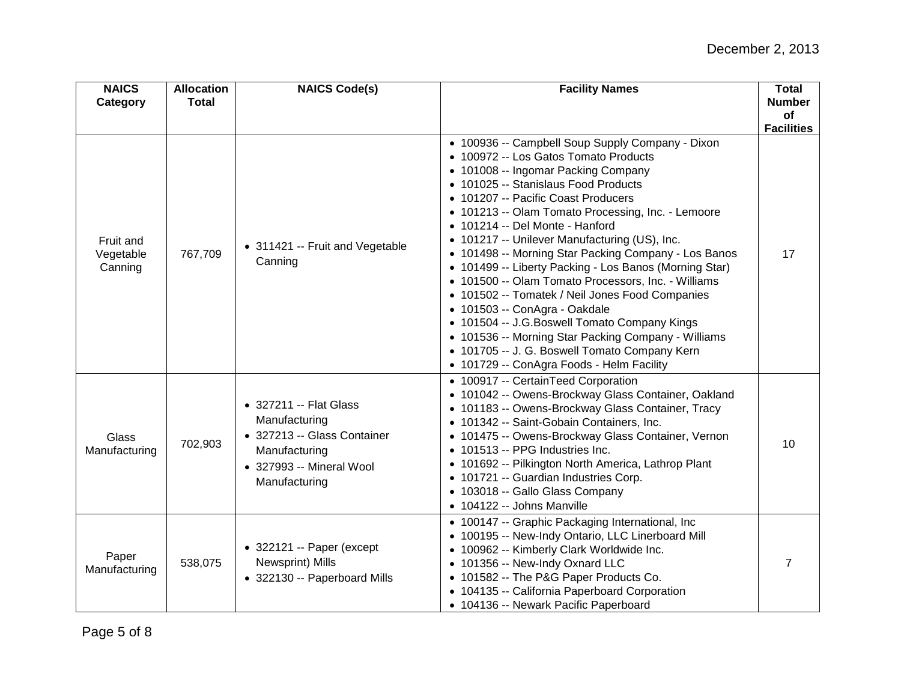| NAICS Category | Allocation Total | NAICS Code(s) | Facility Names | Total Number of Facilities |
|---|---|---|---|---|
| Fruit and Vegetable Canning | 767,709 | • 311421 -- Fruit and Vegetable Canning | • 100936 -- Campbell Soup Supply Company - Dixon<br>• 100972 -- Los Gatos Tomato Products<br>• 101008 -- Ingomar Packing Company<br>• 101025 -- Stanislaus Food Products<br>• 101207 -- Pacific Coast Producers<br>• 101213 -- Olam Tomato Processing, Inc. - Lemoore<br>• 101214 -- Del Monte - Hanford<br>• 101217 -- Unilever Manufacturing (US), Inc.<br>• 101498 -- Morning Star Packing Company - Los Banos<br>• 101499 -- Liberty Packing - Los Banos (Morning Star)<br>• 101500 -- Olam Tomato Processors, Inc. - Williams<br>• 101502 -- Tomatek / Neil Jones Food Companies<br>• 101503 -- ConAgra - Oakdale<br>• 101504 -- J.G.Boswell Tomato Company Kings<br>• 101536 -- Morning Star Packing Company - Williams<br>• 101705 -- J. G. Boswell Tomato Company Kern<br>• 101729 -- ConAgra Foods - Helm Facility | 17 |
| Glass Manufacturing | 702,903 | • 327211 -- Flat Glass Manufacturing<br>• 327213 -- Glass Container Manufacturing<br>• 327993 -- Mineral Wool Manufacturing | • 100917 -- CertainTeed Corporation<br>• 101042 -- Owens-Brockway Glass Container, Oakland<br>• 101183 -- Owens-Brockway Glass Container, Tracy<br>• 101342 -- Saint-Gobain Containers, Inc.<br>• 101475 -- Owens-Brockway Glass Container, Vernon<br>• 101513 -- PPG Industries Inc.<br>• 101692 -- Pilkington North America, Lathrop Plant<br>• 101721 -- Guardian Industries Corp.<br>• 103018 -- Gallo Glass Company<br>• 104122 -- Johns Manville | 10 |
| Paper Manufacturing | 538,075 | • 322121 -- Paper (except Newsprint) Mills<br>• 322130 -- Paperboard Mills | • 100147 -- Graphic Packaging International, Inc<br>• 100195 -- New-Indy Ontario, LLC Linerboard Mill<br>• 100962 -- Kimberly Clark Worldwide Inc.<br>• 101356 -- New-Indy Oxnard LLC<br>• 101582 -- The P&G Paper Products Co.<br>• 104135 -- California Paperboard Corporation<br>• 104136 -- Newark Pacific Paperboard | 7 |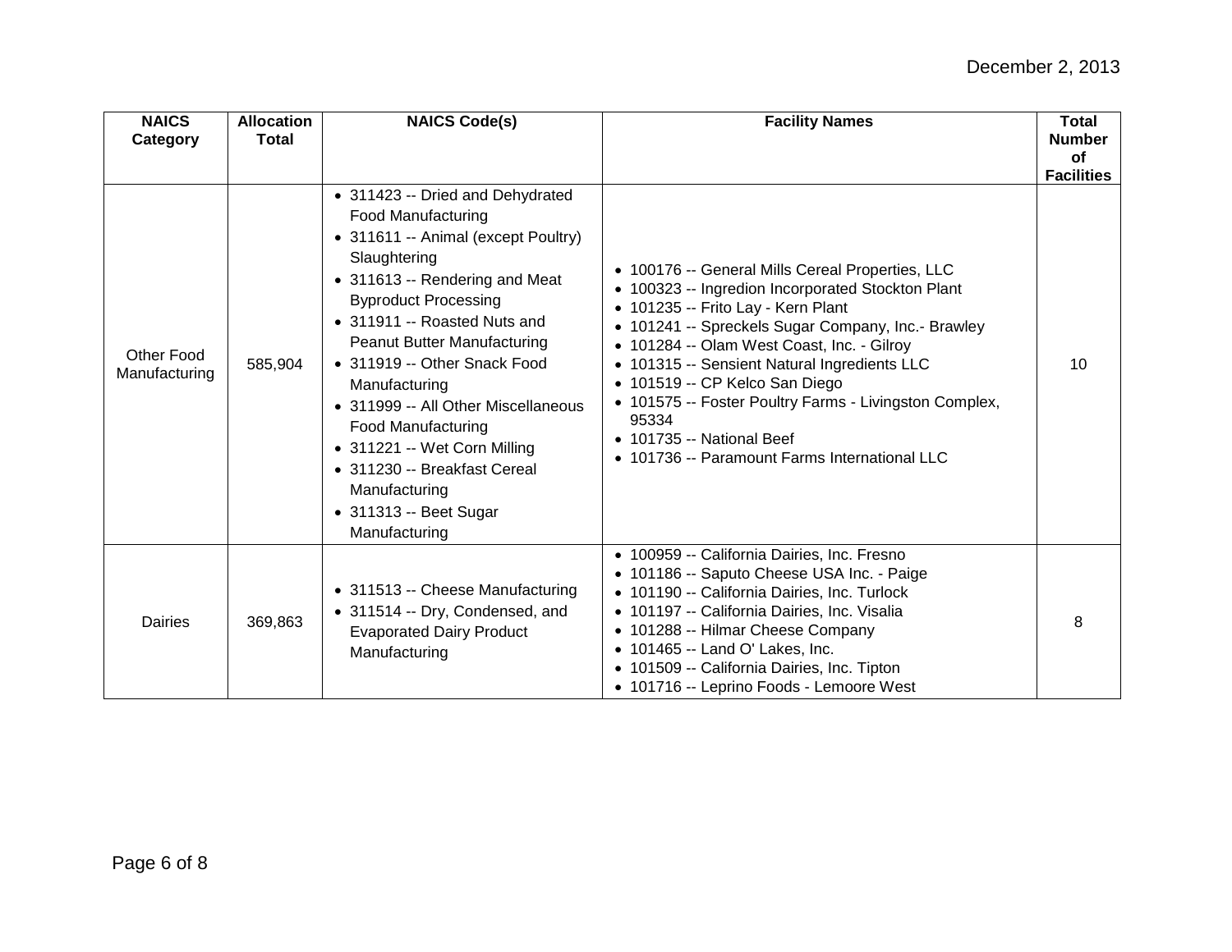| NAICS Category | Allocation Total | NAICS Code(s) | Facility Names | Total Number of Facilities |
|---|---|---|---|---|
| Other Food Manufacturing | 585,904 | • 311423 -- Dried and Dehydrated Food Manufacturing<br>• 311611 -- Animal (except Poultry) Slaughtering<br>• 311613 -- Rendering and Meat Byproduct Processing<br>• 311911 -- Roasted Nuts and Peanut Butter Manufacturing<br>• 311919 -- Other Snack Food Manufacturing<br>• 311999 -- All Other Miscellaneous Food Manufacturing<br>• 311221 -- Wet Corn Milling<br>• 311230 -- Breakfast Cereal Manufacturing<br>• 311313 -- Beet Sugar Manufacturing | • 100176 -- General Mills Cereal Properties, LLC<br>• 100323 -- Ingredion Incorporated Stockton Plant<br>• 101235 -- Frito Lay - Kern Plant<br>• 101241 -- Spreckels Sugar Company, Inc.- Brawley<br>• 101284 -- Olam West Coast, Inc. - Gilroy<br>• 101315 -- Sensient Natural Ingredients LLC<br>• 101519 -- CP Kelco San Diego<br>• 101575 -- Foster Poultry Farms - Livingston Complex, 95334<br>• 101735 -- National Beef<br>• 101736 -- Paramount Farms International LLC | 10 |
| Dairies | 369,863 | • 311513 -- Cheese Manufacturing<br>• 311514 -- Dry, Condensed, and Evaporated Dairy Product Manufacturing | • 100959 -- California Dairies, Inc. Fresno<br>• 101186 -- Saputo Cheese USA Inc. - Paige<br>• 101190 -- California Dairies, Inc. Turlock<br>• 101197 -- California Dairies, Inc. Visalia<br>• 101288 -- Hilmar Cheese Company<br>• 101465 -- Land O' Lakes, Inc.<br>• 101509 -- California Dairies, Inc. Tipton<br>• 101716 -- Leprino Foods - Lemoore West | 8 |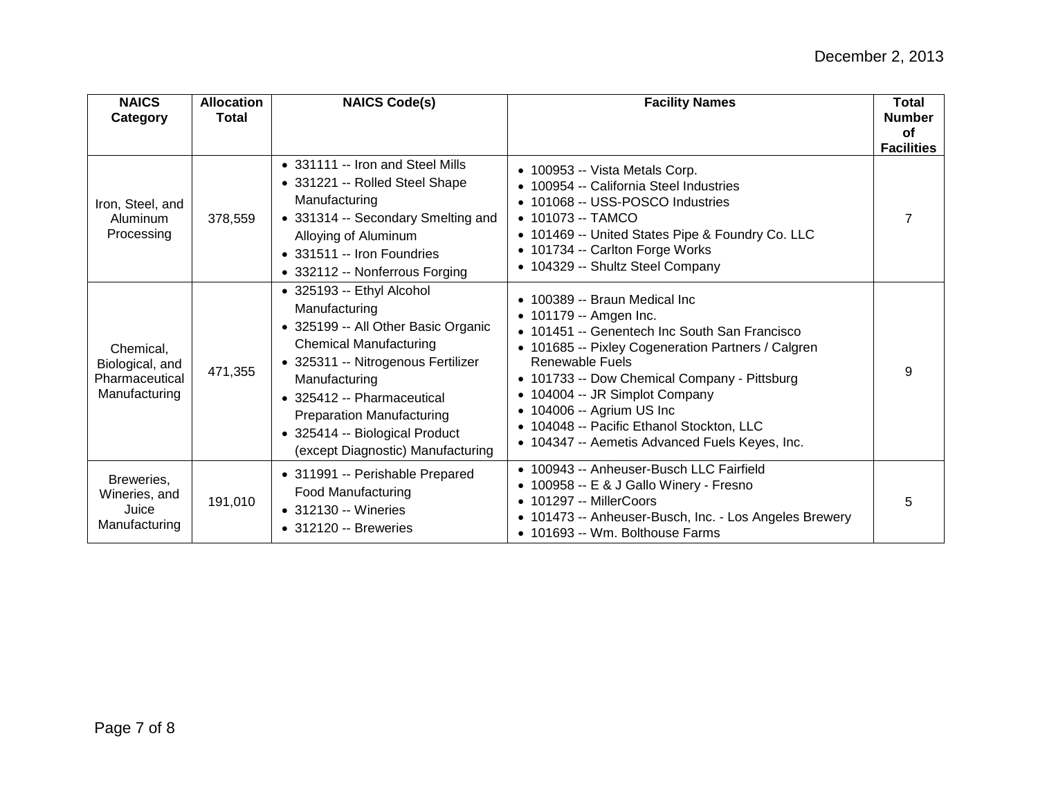| NAICS Category | Allocation Total | NAICS Code(s) | Facility Names | Total Number of Facilities |
|---|---|---|---|---|
| Iron, Steel, and Aluminum Processing | 378,559 | • 331111 -- Iron and Steel Mills<br>• 331221 -- Rolled Steel Shape Manufacturing<br>• 331314 -- Secondary Smelting and Alloying of Aluminum<br>• 331511 -- Iron Foundries<br>• 332112 -- Nonferrous Forging | • 100953 -- Vista Metals Corp.<br>• 100954 -- California Steel Industries<br>• 101068 -- USS-POSCO Industries<br>• 101073 -- TAMCO<br>• 101469 -- United States Pipe & Foundry Co. LLC<br>• 101734 -- Carlton Forge Works<br>• 104329 -- Shultz Steel Company | 7 |
| Chemical, Biological, and Pharmaceutical Manufacturing | 471,355 | • 325193 -- Ethyl Alcohol Manufacturing<br>• 325199 -- All Other Basic Organic Chemical Manufacturing<br>• 325311 -- Nitrogenous Fertilizer Manufacturing<br>• 325412 -- Pharmaceutical Preparation Manufacturing<br>• 325414 -- Biological Product (except Diagnostic) Manufacturing | • 100389 -- Braun Medical Inc<br>• 101179 -- Amgen Inc.<br>• 101451 -- Genentech Inc South San Francisco<br>• 101685 -- Pixley Cogeneration Partners / Calgren Renewable Fuels<br>• 101733 -- Dow Chemical Company - Pittsburg<br>• 104004 -- JR Simplot Company<br>• 104006 -- Agrium US Inc<br>• 104048 -- Pacific Ethanol Stockton, LLC<br>• 104347 -- Aemetis Advanced Fuels Keyes, Inc. | 9 |
| Breweries, Wineries, and Juice Manufacturing | 191,010 | • 311991 -- Perishable Prepared Food Manufacturing<br>• 312130 -- Wineries<br>• 312120 -- Breweries | • 100943 -- Anheuser-Busch LLC Fairfield<br>• 100958 -- E & J Gallo Winery - Fresno<br>• 101297 -- MillerCoors<br>• 101473 -- Anheuser-Busch, Inc. - Los Angeles Brewery<br>• 101693 -- Wm. Bolthouse Farms | 5 |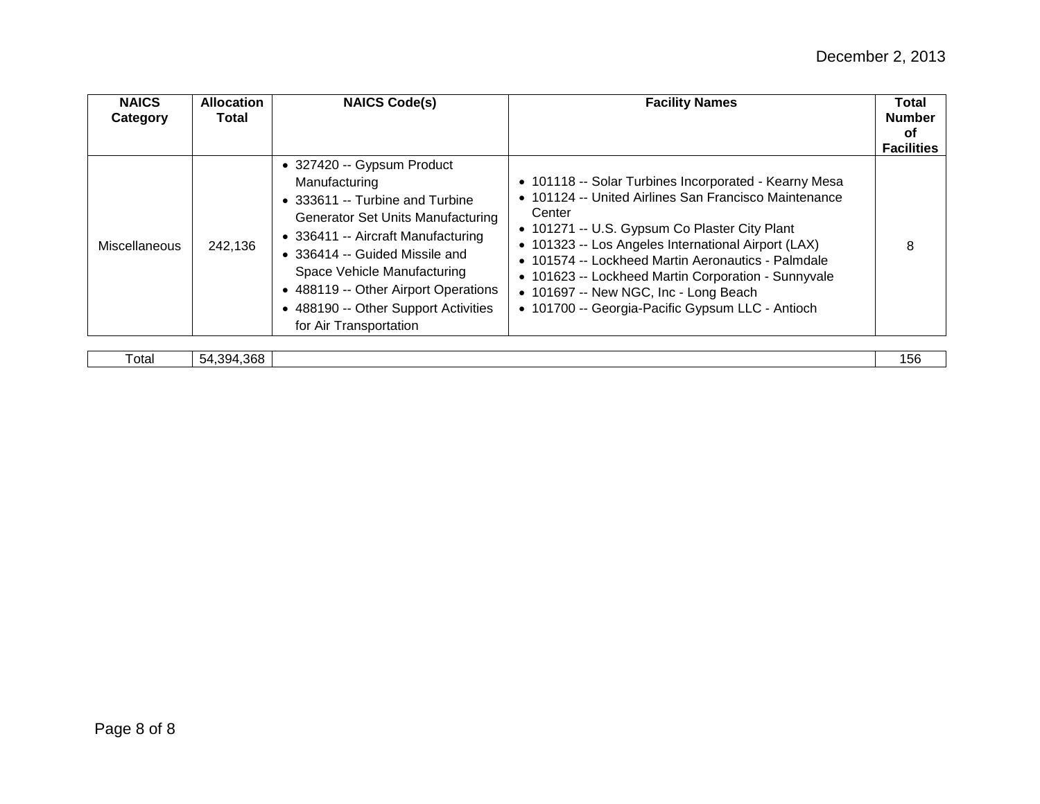| NAICS Category | Allocation Total | NAICS Code(s) | Facility Names | Total Number of Facilities |
|---|---|---|---|---|
| Miscellaneous | 242,136 | • 327420 -- Gypsum Product Manufacturing<br>• 333611 -- Turbine and Turbine Generator Set Units Manufacturing<br>• 336411 -- Aircraft Manufacturing<br>• 336414 -- Guided Missile and Space Vehicle Manufacturing<br>• 488119 -- Other Airport Operations<br>• 488190 -- Other Support Activities for Air Transportation | • 101118 -- Solar Turbines Incorporated - Kearny Mesa<br>• 101124 -- United Airlines San Francisco Maintenance Center<br>• 101271 -- U.S. Gypsum Co Plaster City Plant<br>• 101323 -- Los Angeles International Airport (LAX)<br>• 101574 -- Lockheed Martin Aeronautics - Palmdale<br>• 101623 -- Lockheed Martin Corporation - Sunnyvale<br>• 101697 -- New NGC, Inc - Long Beach<br>• 101700 -- Georgia-Pacific Gypsum LLC - Antioch | 8 |
| Total | 54,394,368 | | | 156 |